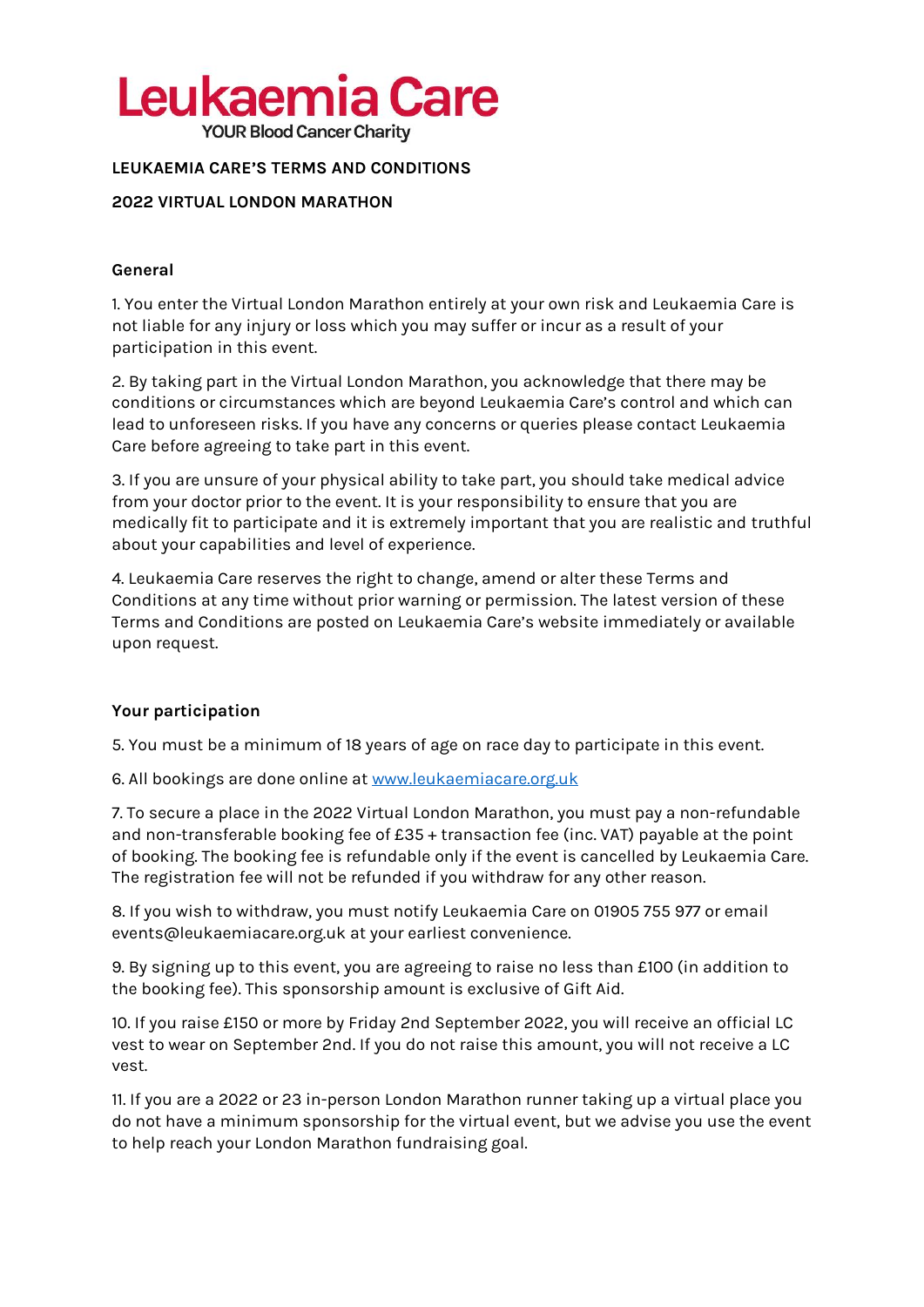# Leukaemia Care

YOUR Blood Cancer Charity

**LEUKAEMIA CARE'S TERMS AND CONDITIONS**

**2022 VIRTUAL LONDON MARATHON**

## General

1. You enter the Virtual London Marathon entirely at your own risk and Leukaemia Care is not liable for any injury or loss which you may suffer or incur as a result of your participation in this event.

2. By taking part in the Virtual London Marathon, you acknowledge that there may be conditions or circumstances which are beyond Leukaemia Care's control and which can lead to unforeseen risks. If you have any concerns or queries please contact Leukaemia Care before agreeing to take part in this event.

3. If you are unsure of your physical ability to take part, you should take medical advice from your doctor prior to the event. It is your responsibility to ensure that you are medically fit to participate and it is extremely important that you are realistic and truthful about your capabilities and level of experience.

4. Leukaemia Care reserves the right to change, amend or alter these Terms and Conditions at any time without prior warning or permission. The latest version of these Terms and Conditions are posted on Leukaemia Care's website immediately or available upon request.

## Your participation

5. You must be a minimum of 18 years of age on race day to participate in this event.

6. All bookings are done online at [www.leukaemiacare.org.uk](http://www.leukaemiacare.org.uk)

7. To secure a place in the 2022 Virtual London Marathon, you must pay a non-refundable and non-transferable booking fee of £35 + transaction fee (inc. VAT) payable at the point of booking. The booking fee is refundable only if the event is cancelled by Leukaemia Care. The registration fee will not be refunded if you withdraw for any other reason.

8. If you wish to withdraw, you must notify Leukaemia Care on 01905 755 977 or email events@leukaemiacare.org.uk at your earliest convenience.

9. By signing up to this event, you are agreeing to raise no less than £100 (in addition to the booking fee). This sponsorship amount is exclusive of Gift Aid.

10. If you raise £150 or more by Friday 2nd September 2022, you will receive an official LC vest to wear on September 2nd. If you do not raise this amount, you will not receive a LC vest.

11. If you are a 2022 or 23 in-person London Marathon runner taking up a virtual place you do not have a minimum sponsorship for the virtual event, but we advise you use the event to help reach your London Marathon fundraising goal.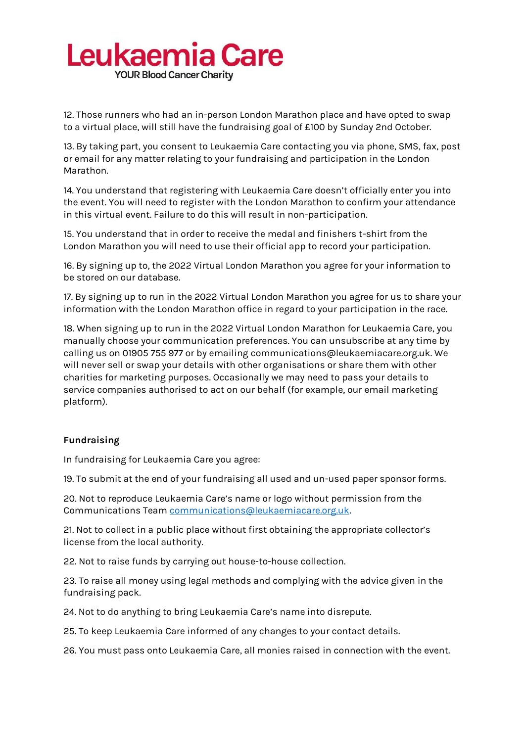12. Those runners who had an in-person London Marathon place and have opted to swap to a virtual place, will still have the fundraising goal of £100 by Sunday 2nd October.

13. By taking part, you consent to Leukaemia Care contacting you via phone, SMS, fax, post or email for any matter relating to your fundraising and participation in the London Marathon.

14. You understand that registering with Leukaemia Care doesn't officially enter you into the event. You will need to register with the London Marathon to confirm your attendance in this virtual event. Failure to do this will result in non-participation.

15. You understand that in order to receive the medal and finishers t-shirt from the London Marathon you will need to use their official app to record your participation.

16. By signing up to, the 2022 Virtual London Marathon you agree for your information to be stored on our database.

17. By signing up to run in the 2022 Virtual London Marathon you agree for us to share your information with the London Marathon office in regard to your participation in the race.

18. When signing up to run in the 2022 Virtual London Marathon for Leukaemia Care, you manually choose your communication preferences. You can unsubscribe at any time by calling us on 01905 755 977 or by emailing communications@leukaemiacare.org.uk. We will never sell or swap your details with other organisations or share them with other charities for marketing purposes. Occasionally we may need to pass your details to service companies authorised to act on our behalf (for example, our email marketing platform).

**Fundraising**

In fundraising for Leukaemia Care you agree:

19. To submit at the end of your fundraising all used and un-used paper sponsor forms.

20. Not to reproduce Leukaemia Care's name or logo without permission from the Communications Team communications@leukaemiacare.org.uk.

21. Not to collect in a public place without first obtaining the appropriate collector's license from the local authority.

22. Not to raise funds by carrying out house-to-house collection.

23. To raise all money using legal methods and complying with the advice given in the fundraising pack.

24. Not to do anything to bring Leukaemia Care's name into disrepute.

25. To keep Leukaemia Care informed of any changes to your contact details.

26. You must pass onto Leukaemia Care, all monies raised in connection with the event.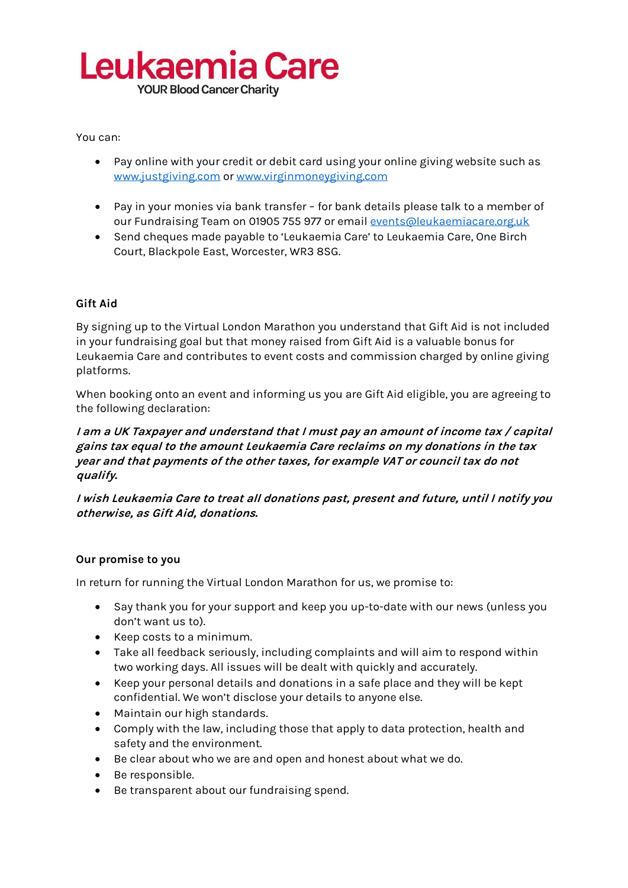Leukaemia Care
YOUR Blood Cancer Charity

You can:

- Pay online with your credit or debit card using your online giving website such as www.justgiving.com or www.virginmoneygiving.com
- Pay in your monies via bank transfer – for bank details please talk to a member of our Fundraising Team on 01905 755 977 or email events@leukaemiacare.org.uk
- Send cheques made payable to 'Leukaemia Care' to Leukaemia Care, One Birch Court, Blackpole East, Worcester, WR3 8SG.

**Gift Aid**

By signing up to the Virtual London Marathon you understand that Gift Aid is not included in your fundraising goal but that money raised from Gift Aid is a valuable bonus for Leukaemia Care and contributes to event costs and commission charged by online giving platforms.

When booking onto an event and informing us you are Gift Aid eligible, you are agreeing to the following declaration:

***I am a UK Taxpayer and understand that I must pay an amount of income tax / capital gains tax equal to the amount Leukaemia Care reclaims on my donations in the tax year and that payments of the other taxes, for example VAT or council tax do not qualify.***

***I wish Leukaemia Care to treat all donations past, present and future, until I notify you otherwise, as Gift Aid, donations.***

**Our promise to you**

In return for running the Virtual London Marathon for us, we promise to:

- Say thank you for your support and keep you up-to-date with our news (unless you don't want us to).
- Keep costs to a minimum.
- Take all feedback seriously, including complaints and will aim to respond within two working days. All issues will be dealt with quickly and accurately.
- Keep your personal details and donations in a safe place and they will be kept confidential. We won't disclose your details to anyone else.
- Maintain our high standards.
- Comply with the law, including those that apply to data protection, health and safety and the environment.
- Be clear about who we are and open and honest about what we do.
- Be responsible.
- Be transparent about our fundraising spend.